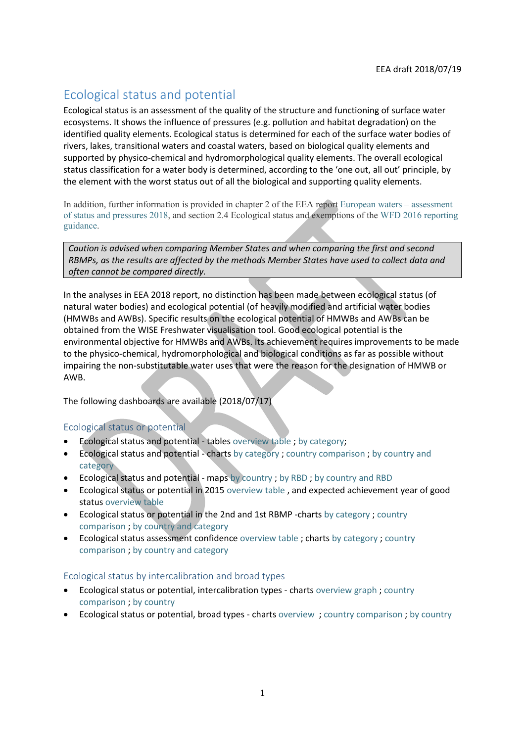EEA draft 2018/07/19

# Ecological status and potential

Ecological status is an assessment of the quality of the structure and functioning of surface water ecosystems. It shows the influence of pressures (e.g. pollution and habitat degradation) on the identified quality elements. Ecological status is determined for each of the surface water bodies of rivers, lakes, transitional waters and coastal waters, based on biological quality elements and supported by physico-chemical and hydromorphological quality elements. The overall ecological status classification for a water body is determined, according to the 'one out, all out' principle, by the element with the worst status out of all the biological and supporting quality elements.

In addition, further information is provided in chapter 2 of the EEA report European waters – assessment of status and pressures 2018, and section 2.4 Ecological status and exemptions of the WFD 2016 reporting guidance.

> *Caution is advised when comparing Member States and when comparing the first and second RBMPs, as the results are affected by the methods Member States have used to collect data and often cannot be compared directly.*

In the analyses in EEA 2018 report, no distinction has been made between ecological status (of natural water bodies) and ecological potential (of heavily modified and artificial water bodies (HMWBs and AWBs). Specific results on the ecological potential of HMWBs and AWBs can be obtained from the WISE Freshwater visualisation tool. Good ecological potential is the environmental objective for HMWBs and AWBs. Its achievement requires improvements to be made to the physico-chemical, hydromorphological and biological conditions as far as possible without impairing the non-substitutable water uses that were the reason for the designation of HMWB or AWB.

The following dashboards are available (2018/07/17)

## Ecological status or potential

- Ecological status and potential - tables overview table ; by category;
- Ecological status and potential - charts by category ; country comparison ; by country and category
- Ecological status and potential - maps by country ; by RBD ; by country and RBD
- Ecological status or potential in 2015 overview table , and expected achievement year of good status overview table
- Ecological status or potential in the 2nd and 1st RBMP -charts by category ; country comparison ; by country and category
- Ecological status assessment confidence overview table ; charts by category ; country comparison ; by country and category

## Ecological status by intercalibration and broad types

- Ecological status or potential, intercalibration types - charts overview graph ; country comparison ; by country
- Ecological status or potential, broad types - charts overview ; country comparison ; by country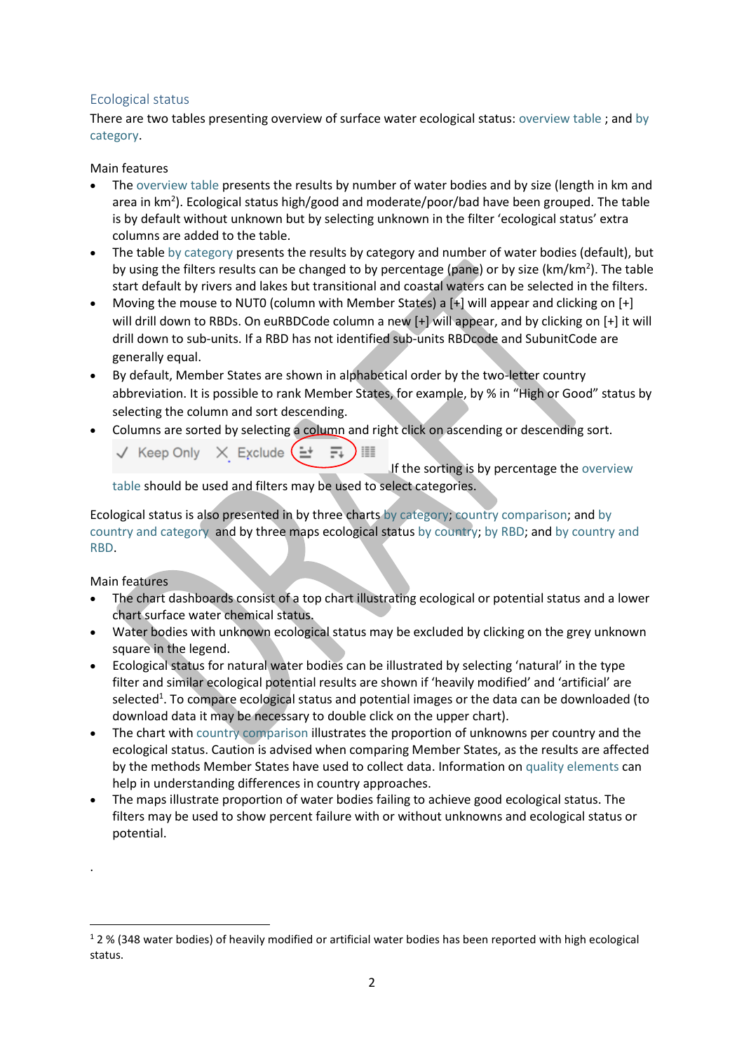## Ecological status

There are two tables presenting overview of surface water ecological status: overview table ; and by category.

Main features

- The overview table presents the results by number of water bodies and by size (length in km and area in $km^2$). Ecological status high/good and moderate/poor/bad have been grouped. The table is by default without unknown but by selecting unknown in the filter 'ecological status' extra columns are added to the table.
- The table by category presents the results by category and number of water bodies (default), but by using the filters results can be changed to by percentage (pane) or by size (km/$km^2$). The table start default by rivers and lakes but transitional and coastal waters can be selected in the filters.
- Moving the mouse to NUT0 (column with Member States) a [+] will appear and clicking on [+] will drill down to RBDs. On euRBDCode column a new [+] will appear, and by clicking on [+] it will drill down to sub-units. If a RBD has not identified sub-units RBDcode and SubunitCode are generally equal.
- By default, Member States are shown in alphabetical order by the two-letter country abbreviation. It is possible to rank Member States, for example, by % in "High or Good" status by selecting the column and sort descending.
- Columns are sorted by selecting a column and right click on ascending or descending sort.

  ✓ Keep Only ✕ Exclude

  If the sorting is by percentage the overview table should be used and filters may be used to select categories.

Ecological status is also presented in by three charts by category; country comparison; and by country and category and by three maps ecological status by country; by RBD; and by country and RBD.

Main features

- The chart dashboards consist of a top chart illustrating ecological or potential status and a lower chart surface water chemical status.
- Water bodies with unknown ecological status may be excluded by clicking on the grey unknown square in the legend.
- Ecological status for natural water bodies can be illustrated by selecting 'natural' in the type filter and similar ecological potential results are shown if 'heavily modified' and 'artificial' are selected[1]. To compare ecological status and potential images or the data can be downloaded (to download data it may be necessary to double click on the upper chart).
- The chart with country comparison illustrates the proportion of unknowns per country and the ecological status. Caution is advised when comparing Member States, as the results are affected by the methods Member States have used to collect data. Information on quality elements can help in understanding differences in country approaches.
- The maps illustrate proportion of water bodies failing to achieve good ecological status. The filters may be used to show percent failure with or without unknowns and ecological status or potential.

.

---

[1] 2 % (348 water bodies) of heavily modified or artificial water bodies has been reported with high ecological status.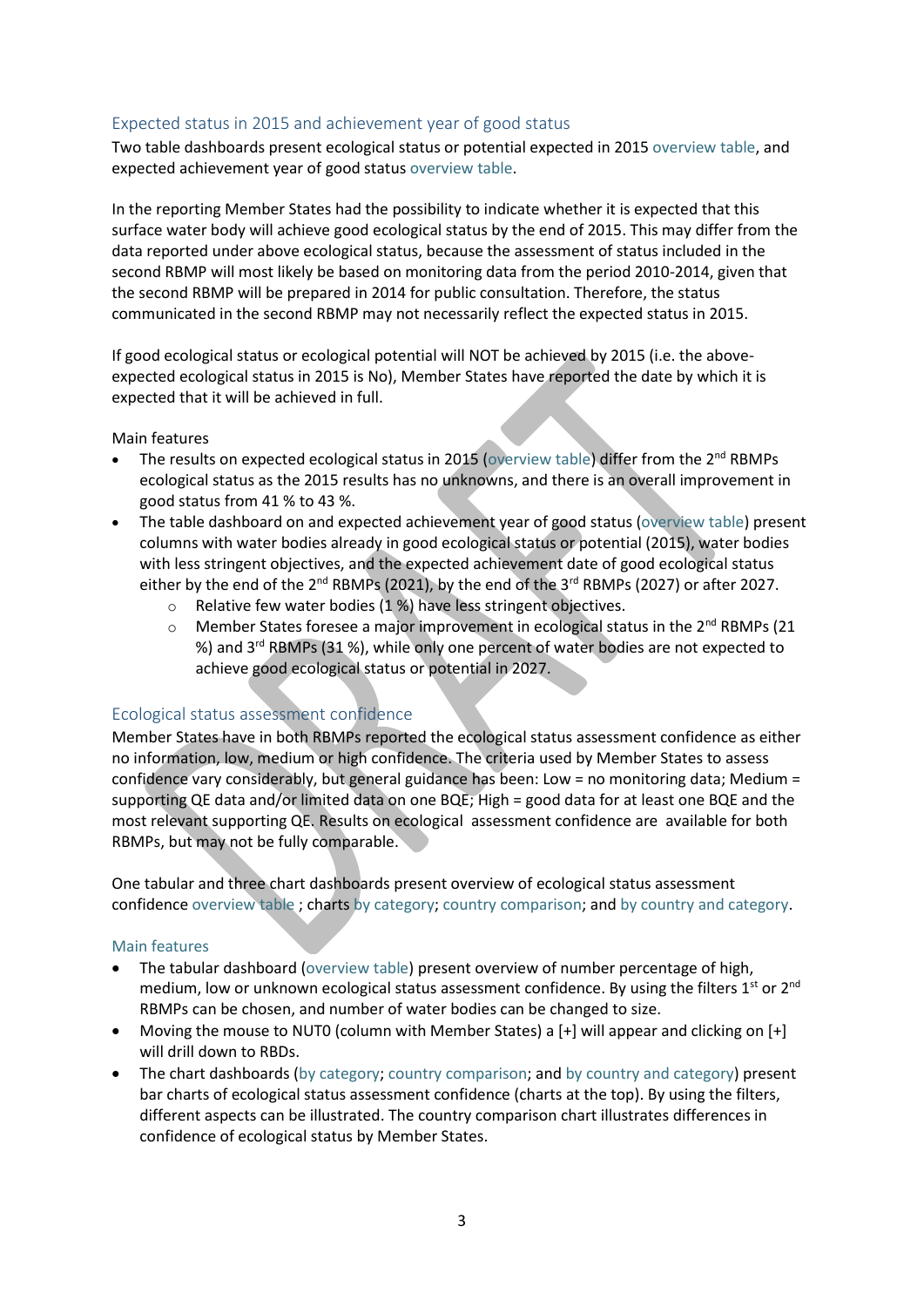## Expected status in 2015 and achievement year of good status

Two table dashboards present ecological status or potential expected in 2015 overview table, and expected achievement year of good status overview table.

In the reporting Member States had the possibility to indicate whether it is expected that this surface water body will achieve good ecological status by the end of 2015. This may differ from the data reported under above ecological status, because the assessment of status included in the second RBMP will most likely be based on monitoring data from the period 2010-2014, given that the second RBMP will be prepared in 2014 for public consultation. Therefore, the status communicated in the second RBMP may not necessarily reflect the expected status in 2015.

If good ecological status or ecological potential will NOT be achieved by 2015 (i.e. the above-expected ecological status in 2015 is No), Member States have reported the date by which it is expected that it will be achieved in full.

Main features

- The results on expected ecological status in 2015 (overview table) differ from the 2nd RBMPs ecological status as the 2015 results has no unknowns, and there is an overall improvement in good status from 41 % to 43 %.
- The table dashboard on and expected achievement year of good status (overview table) present columns with water bodies already in good ecological status or potential (2015), water bodies with less stringent objectives, and the expected achievement date of good ecological status either by the end of the 2nd RBMPs (2021), by the end of the 3rd RBMPs (2027) or after 2027.
  - Relative few water bodies (1 %) have less stringent objectives.
  - Member States foresee a major improvement in ecological status in the 2nd RBMPs (21 %) and 3rd RBMPs (31 %), while only one percent of water bodies are not expected to achieve good ecological status or potential in 2027.

## Ecological status assessment confidence

Member States have in both RBMPs reported the ecological status assessment confidence as either no information, low, medium or high confidence. The criteria used by Member States to assess confidence vary considerably, but general guidance has been: Low = no monitoring data; Medium = supporting QE data and/or limited data on one BQE; High = good data for at least one BQE and the most relevant supporting QE. Results on ecological assessment confidence are available for both RBMPs, but may not be fully comparable.

One tabular and three chart dashboards present overview of ecological status assessment confidence overview table ; charts by category; country comparison; and by country and category.

### Main features

- The tabular dashboard (overview table) present overview of number percentage of high, medium, low or unknown ecological status assessment confidence. By using the filters 1st or 2nd RBMPs can be chosen, and number of water bodies can be changed to size.
- Moving the mouse to NUT0 (column with Member States) a [+] will appear and clicking on [+] will drill down to RBDs.
- The chart dashboards (by category; country comparison; and by country and category) present bar charts of ecological status assessment confidence (charts at the top). By using the filters, different aspects can be illustrated. The country comparison chart illustrates differences in confidence of ecological status by Member States.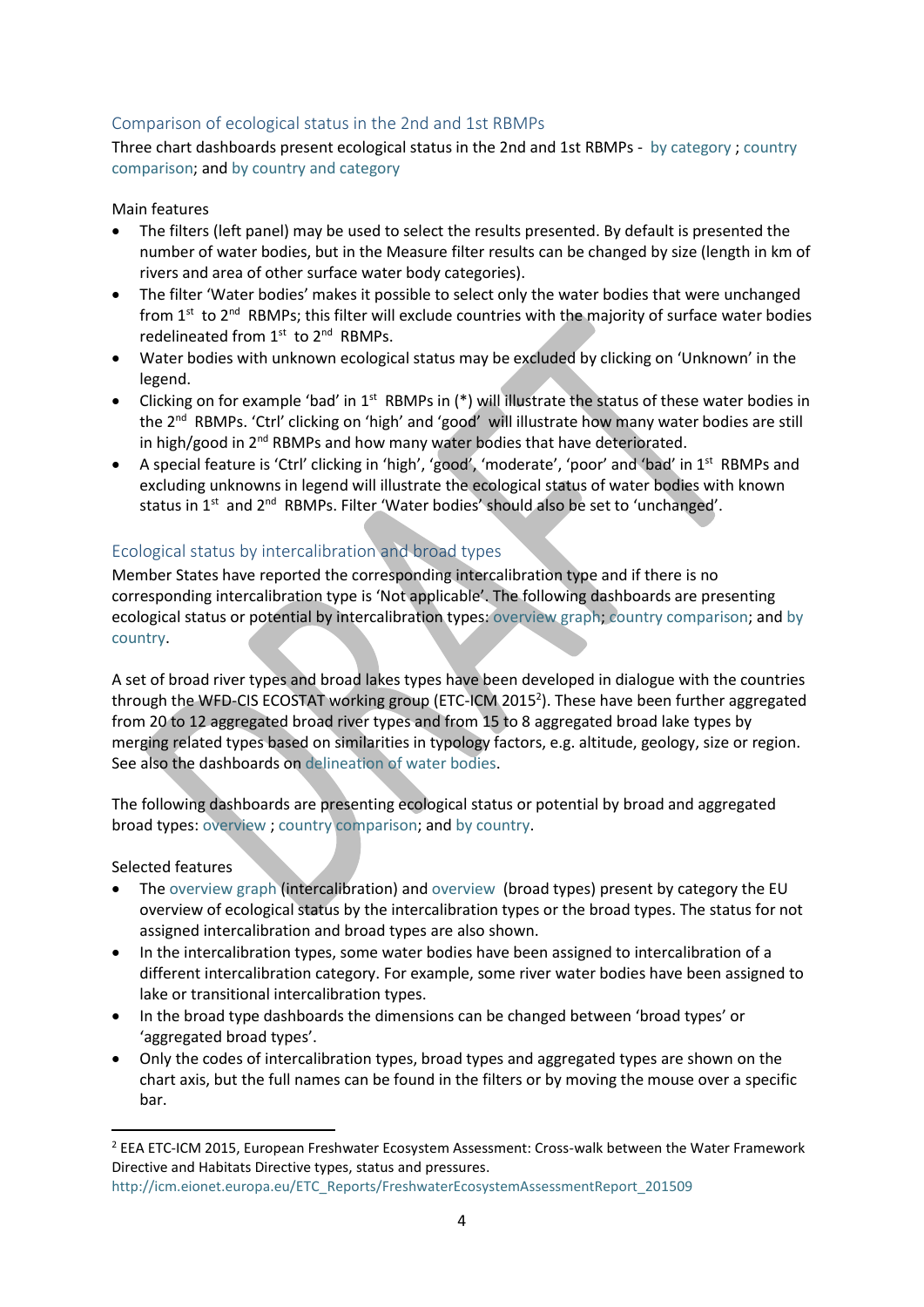## Comparison of ecological status in the 2nd and 1st RBMPs

Three chart dashboards present ecological status in the 2nd and 1st RBMPs - by category ; country comparison; and by country and category

Main features

- The filters (left panel) may be used to select the results presented. By default is presented the number of water bodies, but in the Measure filter results can be changed by size (length in km of rivers and area of other surface water body categories).
- The filter 'Water bodies' makes it possible to select only the water bodies that were unchanged from 1st to 2nd RBMPs; this filter will exclude countries with the majority of surface water bodies redelineated from 1st to 2nd RBMPs.
- Water bodies with unknown ecological status may be excluded by clicking on 'Unknown' in the legend.
- Clicking on for example 'bad' in 1st RBMPs in (*) will illustrate the status of these water bodies in the 2nd RBMPs. 'Ctrl' clicking on 'high' and 'good' will illustrate how many water bodies are still in high/good in 2nd RBMPs and how many water bodies that have deteriorated.
- A special feature is 'Ctrl' clicking in 'high', 'good', 'moderate', 'poor' and 'bad' in 1st RBMPs and excluding unknowns in legend will illustrate the ecological status of water bodies with known status in 1st and 2nd RBMPs. Filter 'Water bodies' should also be set to 'unchanged'.

## Ecological status by intercalibration and broad types

Member States have reported the corresponding intercalibration type and if there is no corresponding intercalibration type is 'Not applicable'. The following dashboards are presenting ecological status or potential by intercalibration types: overview graph; country comparison; and by country.

A set of broad river types and broad lakes types have been developed in dialogue with the countries through the WFD-CIS ECOSTAT working group (ETC-ICM 2015[2]). These have been further aggregated from 20 to 12 aggregated broad river types and from 15 to 8 aggregated broad lake types by merging related types based on similarities in typology factors, e.g. altitude, geology, size or region. See also the dashboards on delineation of water bodies.

The following dashboards are presenting ecological status or potential by broad and aggregated broad types: overview ; country comparison; and by country.

Selected features

- The overview graph (intercalibration) and overview (broad types) present by category the EU overview of ecological status by the intercalibration types or the broad types. The status for not assigned intercalibration and broad types are also shown.
- In the intercalibration types, some water bodies have been assigned to intercalibration of a different intercalibration category. For example, some river water bodies have been assigned to lake or transitional intercalibration types.
- In the broad type dashboards the dimensions can be changed between 'broad types' or 'aggregated broad types'.
- Only the codes of intercalibration types, broad types and aggregated types are shown on the chart axis, but the full names can be found in the filters or by moving the mouse over a specific bar.

---

[2] EEA ETC-ICM 2015, European Freshwater Ecosystem Assessment: Cross-walk between the Water Framework Directive and Habitats Directive types, status and pressures. http://icm.eionet.europa.eu/ETC_Reports/FreshwaterEcosystemAssessmentReport_201509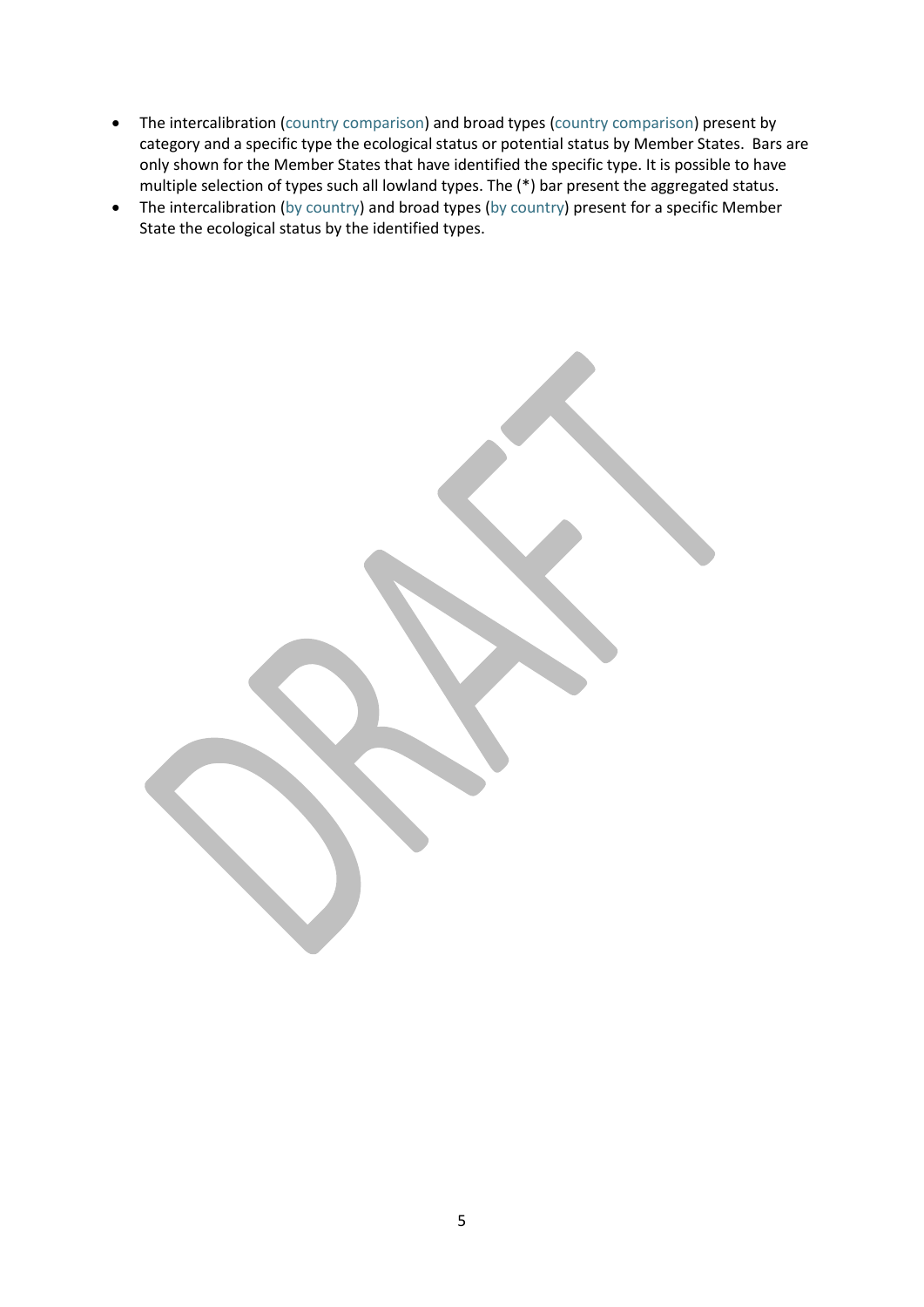- The intercalibration (country comparison) and broad types (country comparison) present by category and a specific type the ecological status or potential status by Member States. Bars are only shown for the Member States that have identified the specific type. It is possible to have multiple selection of types such all lowland types. The (*) bar present the aggregated status.
- The intercalibration (by country) and broad types (by country) present for a specific Member State the ecological status by the identified types.